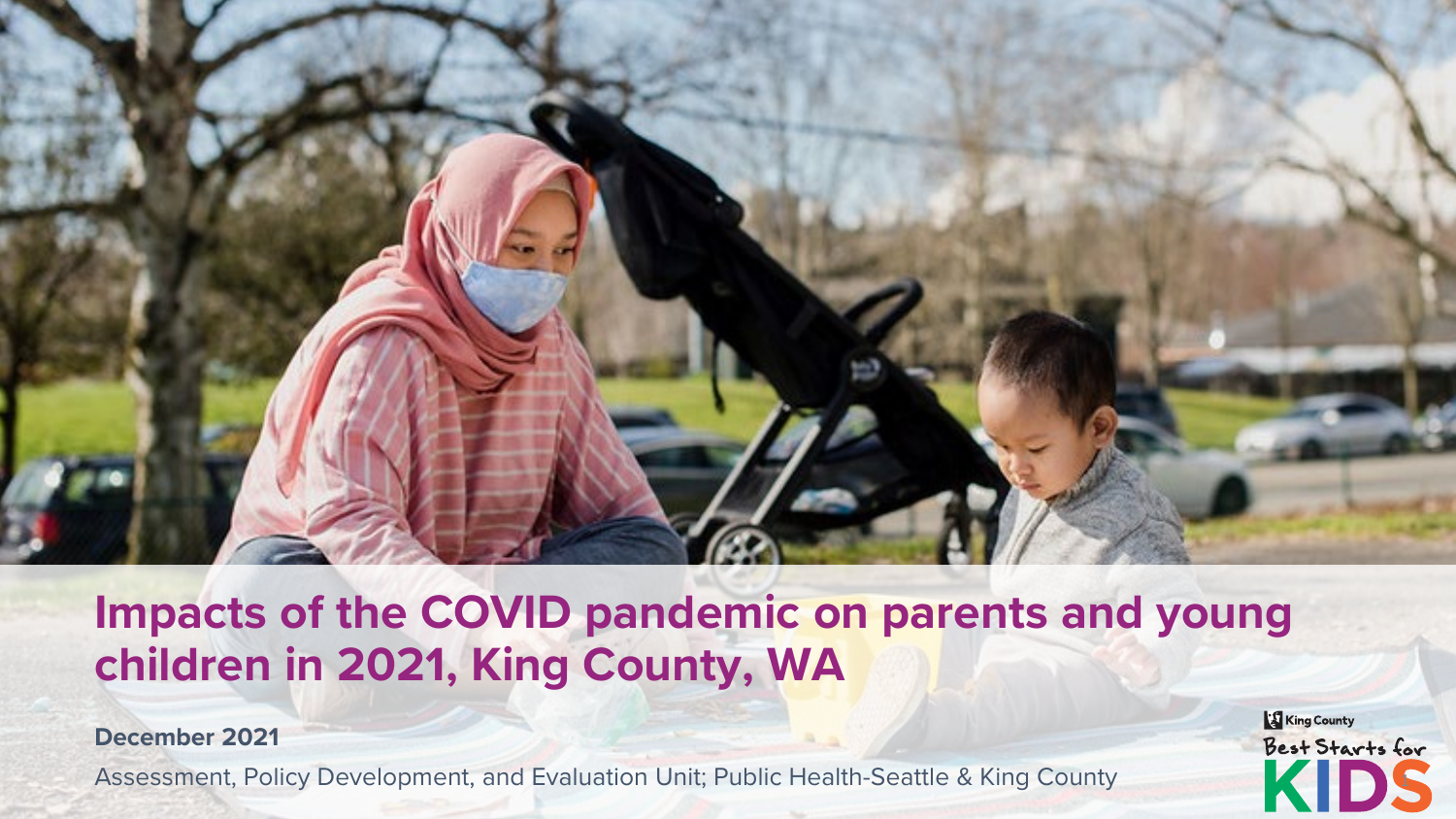# Impacts of the COVID pandemic on parents and young children in 2021, King County, WA

**December 2021**

Assessment, Policy Development, and Evaluation Unit; Public Health-Seattle & King County

King County Best Starts for KIDS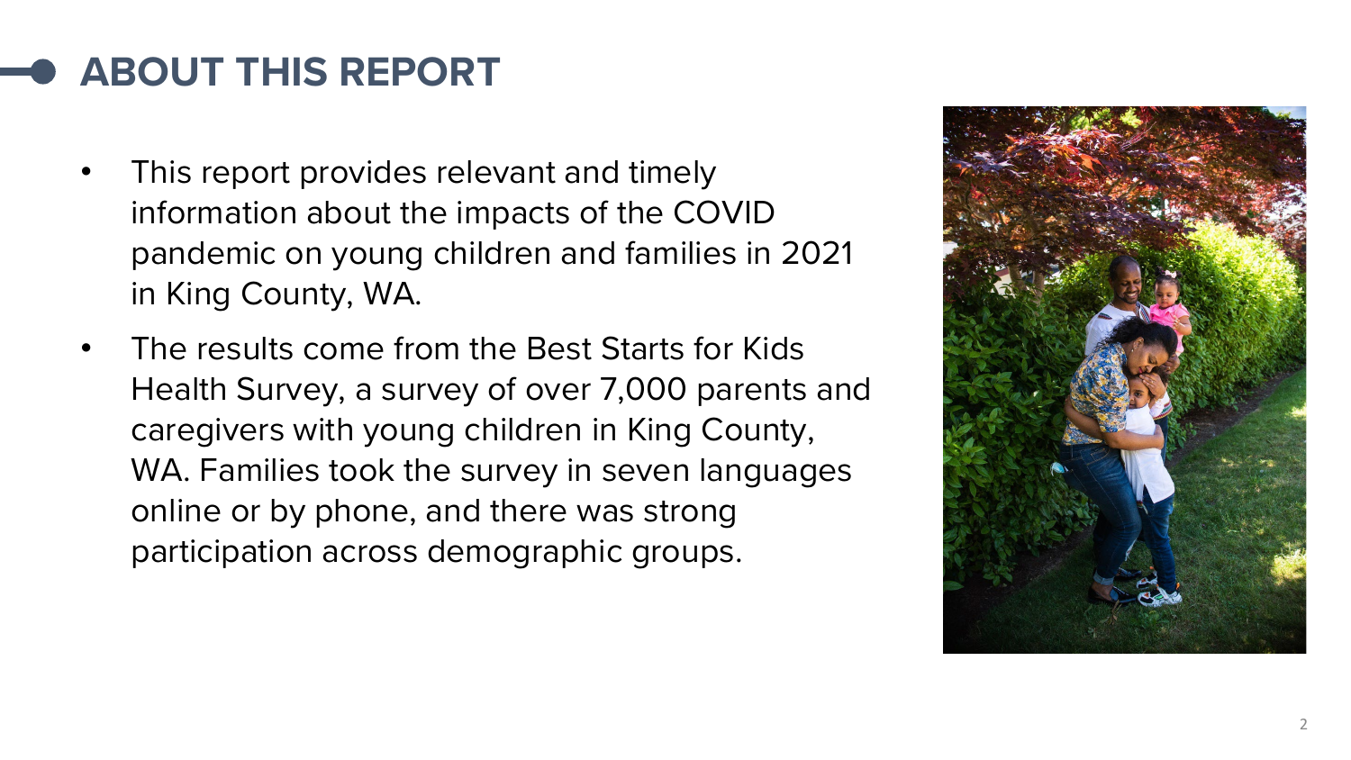# ABOUT THIS REPORT

- This report provides relevant and timely information about the impacts of the COVID pandemic on young children and families in 2021 in King County, WA.
- The results come from the Best Starts for Kids Health Survey, a survey of over 7,000 parents and caregivers with young children in King County, WA. Families took the survey in seven languages online or by phone, and there was strong participation across demographic groups.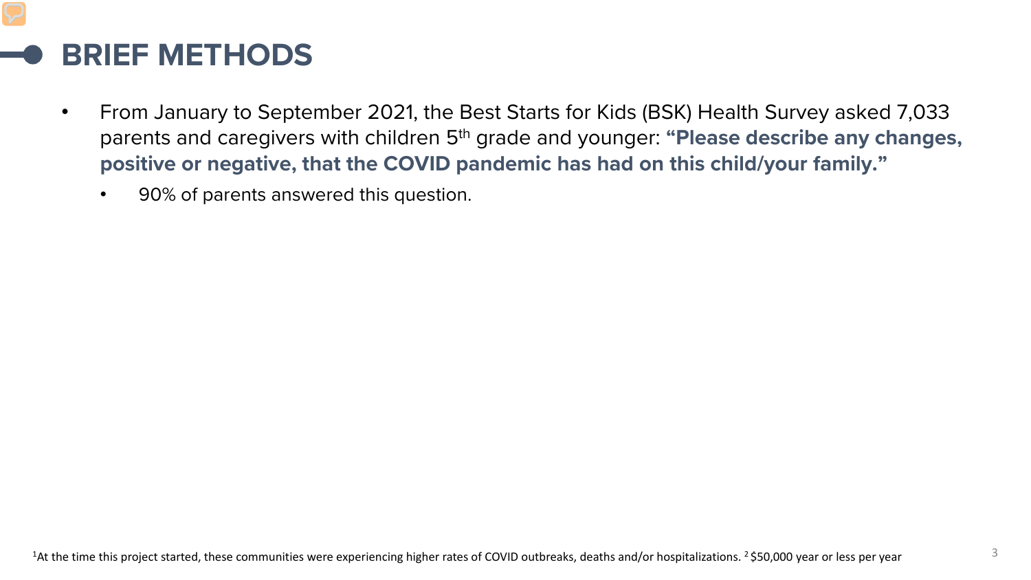# BRIEF METHODS

- From January to September 2021, the Best Starts for Kids (BSK) Health Survey asked 7,033 parents and caregivers with children 5th grade and younger: **"Please describe any changes, positive or negative, that the COVID pandemic has had on this child/your family."**
  - 90% of parents answered this question.

[1]At the time this project started, these communities were experiencing higher rates of COVID outbreaks, deaths and/or hospitalizations. [2] $50,000 year or less per year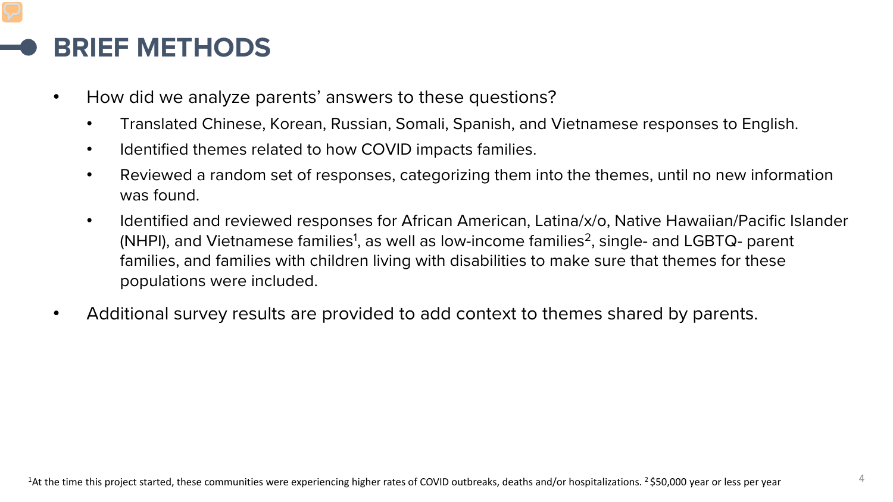# BRIEF METHODS

- How did we analyze parents' answers to these questions?
  - Translated Chinese, Korean, Russian, Somali, Spanish, and Vietnamese responses to English.
  - Identified themes related to how COVID impacts families.
  - Reviewed a random set of responses, categorizing them into the themes, until no new information was found.
  - Identified and reviewed responses for African American, Latina/x/o, Native Hawaiian/Pacific Islander (NHPI), and Vietnamese families[1], as well as low-income families[2], single- and LGBTQ- parent families, and families with children living with disabilities to make sure that themes for these populations were included.
- Additional survey results are provided to add context to themes shared by parents.

[1]At the time this project started, these communities were experiencing higher rates of COVID outbreaks, deaths and/or hospitalizations. [2] $50,000 year or less per year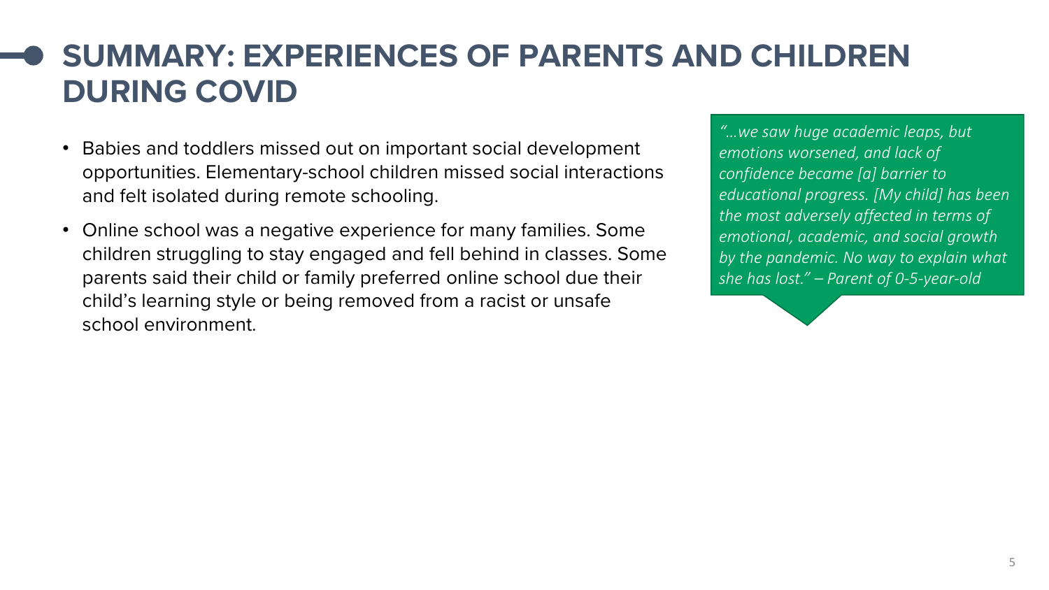# SUMMARY: EXPERIENCES OF PARENTS AND CHILDREN DURING COVID

- Babies and toddlers missed out on important social development opportunities. Elementary-school children missed social interactions and felt isolated during remote schooling.
- Online school was a negative experience for many families. Some children struggling to stay engaged and fell behind in classes. Some parents said their child or family preferred online school due their child's learning style or being removed from a racist or unsafe school environment.

> *"…we saw huge academic leaps, but emotions worsened, and lack of confidence became [a] barrier to educational progress. [My child] has been the most adversely affected in terms of emotional, academic, and social growth by the pandemic. No way to explain what she has lost." – Parent of 0-5-year-old*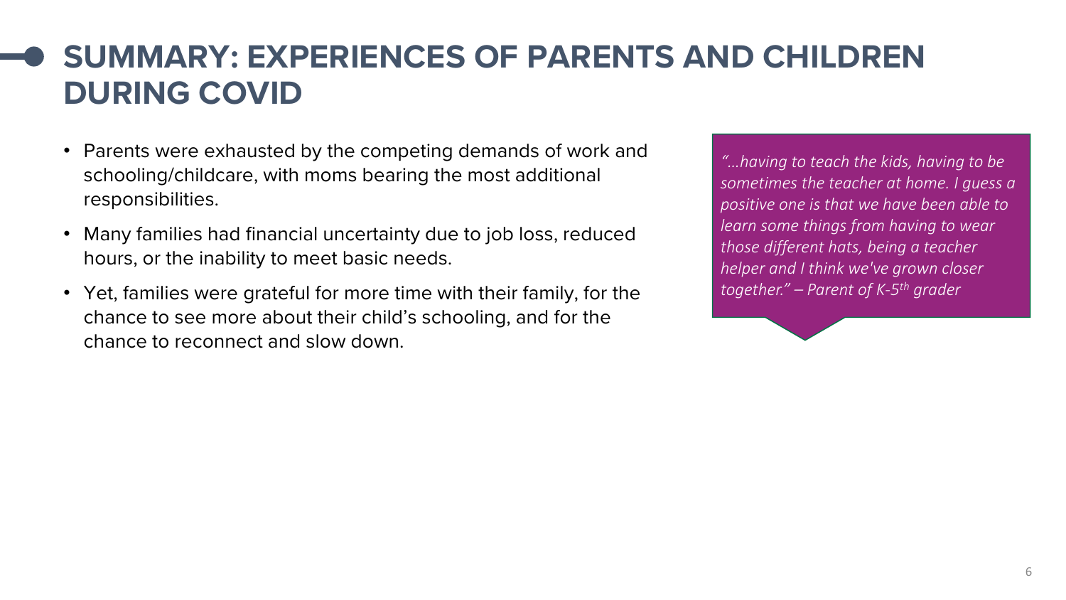# SUMMARY: EXPERIENCES OF PARENTS AND CHILDREN DURING COVID

- Parents were exhausted by the competing demands of work and schooling/childcare, with moms bearing the most additional responsibilities.
- Many families had financial uncertainty due to job loss, reduced hours, or the inability to meet basic needs.
- Yet, families were grateful for more time with their family, for the chance to see more about their child's schooling, and for the chance to reconnect and slow down.

*"…having to teach the kids, having to be sometimes the teacher at home. I guess a positive one is that we have been able to learn some things from having to wear those different hats, being a teacher helper and I think we've grown closer together." – Parent of K-5th grader*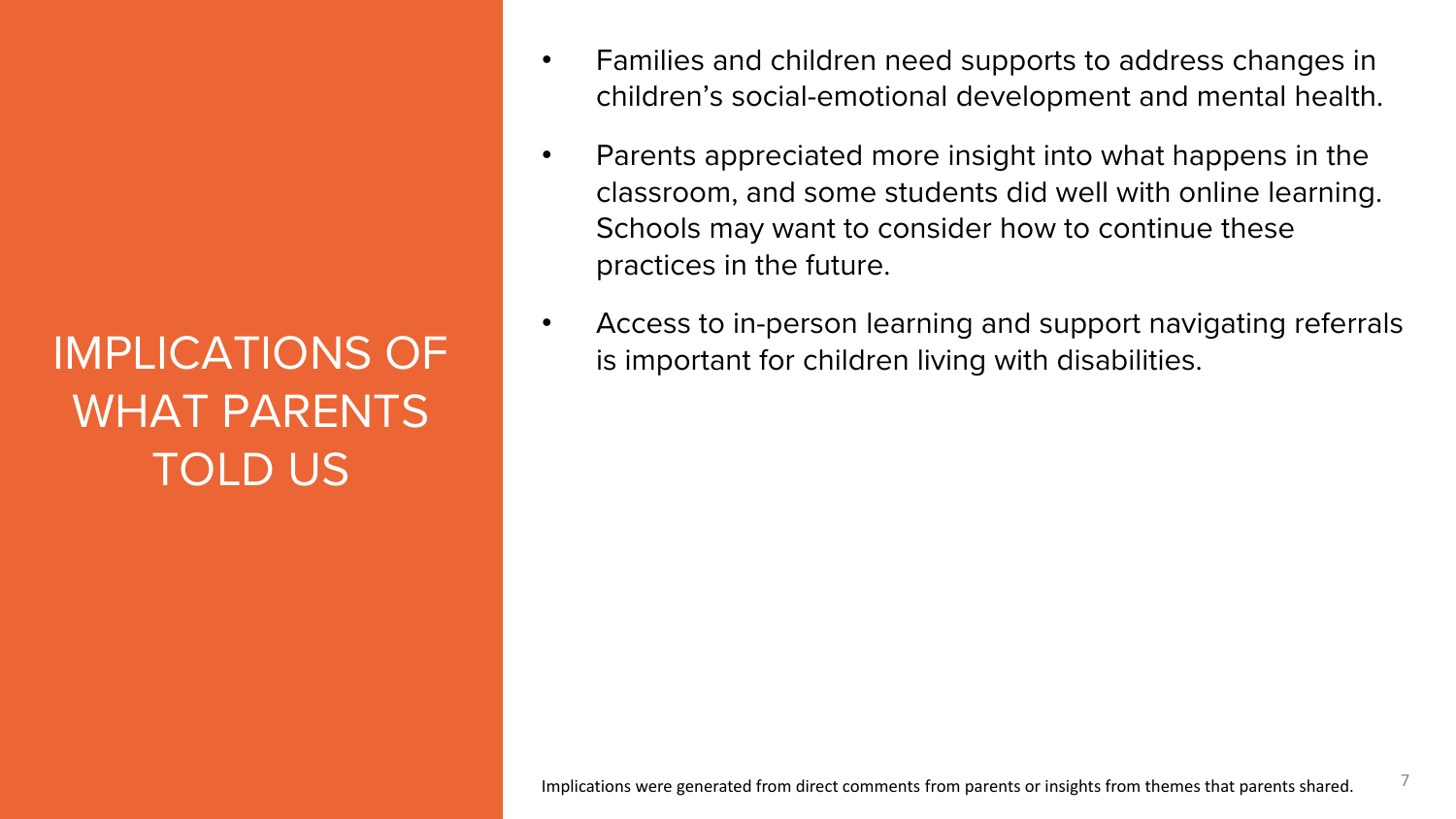# IMPLICATIONS OF WHAT PARENTS TOLD US

- Families and children need supports to address changes in children's social-emotional development and mental health.
- Parents appreciated more insight into what happens in the classroom, and some students did well with online learning. Schools may want to consider how to continue these practices in the future.
- Access to in-person learning and support navigating referrals is important for children living with disabilities.

Implications were generated from direct comments from parents or insights from themes that parents shared.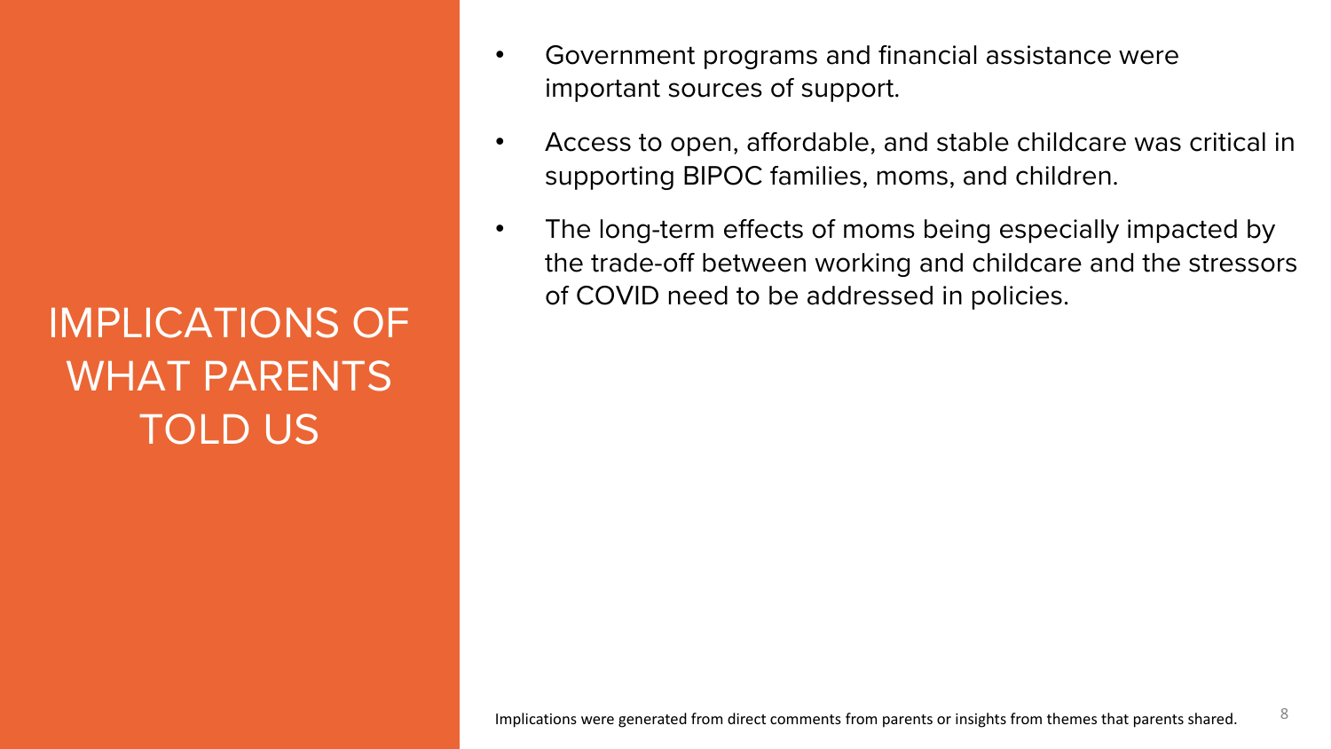# IMPLICATIONS OF WHAT PARENTS TOLD US

- Government programs and financial assistance were important sources of support.
- Access to open, affordable, and stable childcare was critical in supporting BIPOC families, moms, and children.
- The long-term effects of moms being especially impacted by the trade-off between working and childcare and the stressors of COVID need to be addressed in policies.

Implications were generated from direct comments from parents or insights from themes that parents shared.